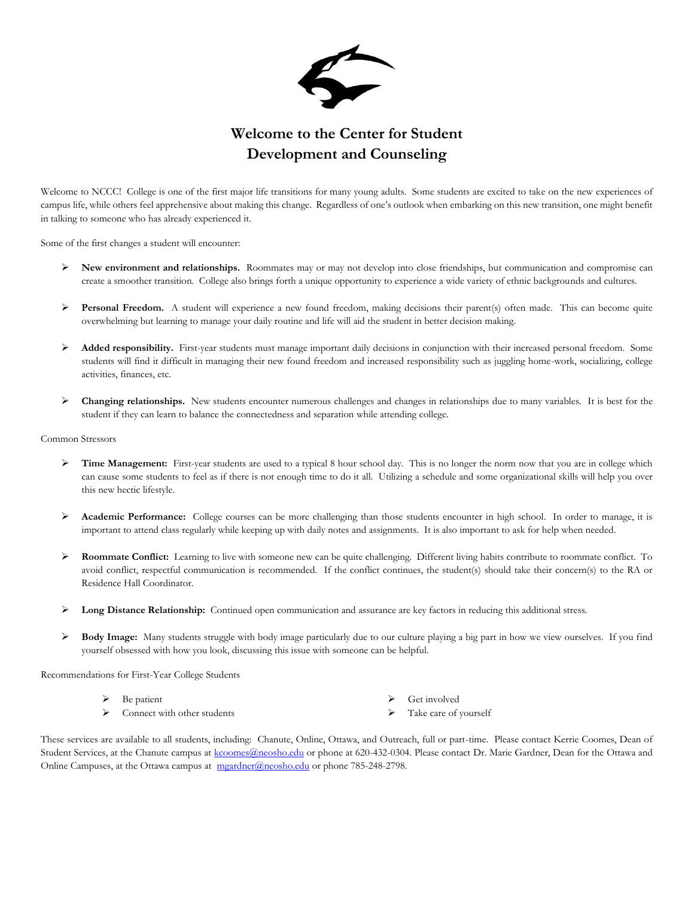# Welcome to the Center for Student Development and Counseling

Welcome to NCCC! College is one of the first major life transitions for many young adults. Some students are excited to take on the new experiences of campus life, while others feel apprehensive about making this change. Regardless of one's outlook when embarking on this new transition, one might benefit in talking to someone who has already experienced it.

Some of the first changes a student will encounter:

- **New environment and relationships.** Roommates may or may not develop into close friendships, but communication and compromise can create a smoother transition. College also brings forth a unique opportunity to experience a wide variety of ethnic backgrounds and cultures.
- **Personal Freedom.** A student will experience a new found freedom, making decisions their parent(s) often made. This can become quite overwhelming but learning to manage your daily routine and life will aid the student in better decision making.
- **Added responsibility.** First-year students must manage important daily decisions in conjunction with their increased personal freedom. Some students will find it difficult in managing their new found freedom and increased responsibility such as juggling home-work, socializing, college activities, finances, etc.
- **Changing relationships.** New students encounter numerous challenges and changes in relationships due to many variables. It is best for the student if they can learn to balance the connectedness and separation while attending college.

Common Stressors

- **Time Management:** First-year students are used to a typical 8 hour school day. This is no longer the norm now that you are in college which can cause some students to feel as if there is not enough time to do it all. Utilizing a schedule and some organizational skills will help you over this new hectic lifestyle.
- **Academic Performance:** College courses can be more challenging than those students encounter in high school. In order to manage, it is important to attend class regularly while keeping up with daily notes and assignments. It is also important to ask for help when needed.
- **Roommate Conflict:** Learning to live with someone new can be quite challenging. Different living habits contribute to roommate conflict. To avoid conflict, respectful communication is recommended. If the conflict continues, the student(s) should take their concern(s) to the RA or Residence Hall Coordinator.
- **Long Distance Relationship:** Continued open communication and assurance are key factors in reducing this additional stress.
- **Body Image:** Many students struggle with body image particularly due to our culture playing a big part in how we view ourselves. If you find yourself obsessed with how you look, discussing this issue with someone can be helpful.

Recommendations for First-Year College Students

- Be patient
- Connect with other students
- Get involved
- Take care of yourself

These services are available to all students, including: Chanute, Online, Ottawa, and Outreach, full or part-time. Please contact Kerrie Coomes, Dean of Student Services, at the Chanute campus at kcoomes@neosho.edu or phone at 620-432-0304. Please contact Dr. Marie Gardner, Dean for the Ottawa and Online Campuses, at the Ottawa campus at mgardner@neosho.edu or phone 785-248-2798.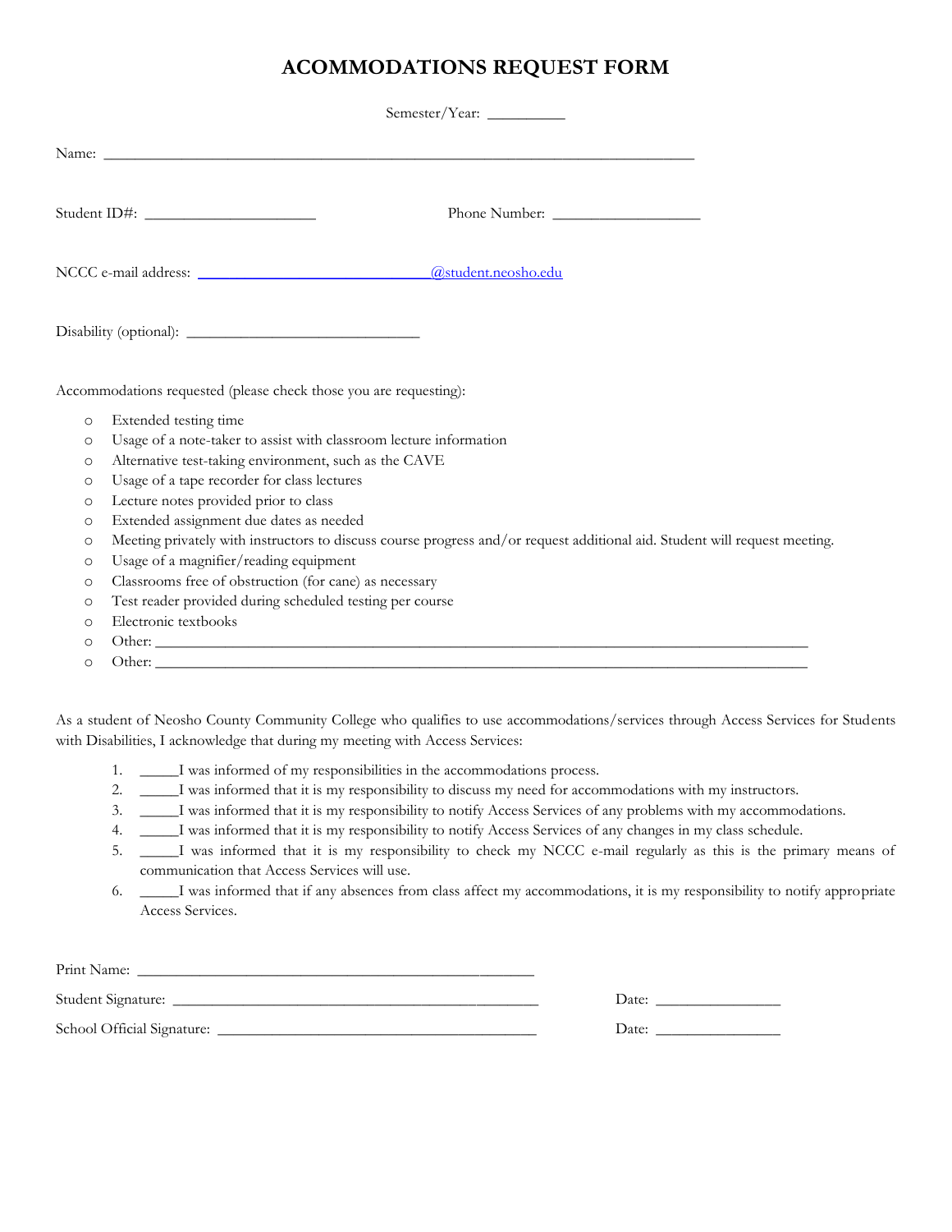# ACOMMODATIONS REQUEST FORM

Semester/Year: __________

Name: ______________________________________________________________________________

Student ID#: ______________________ Phone Number: ____________________

NCCC e-mail address: ______________________________@student.neosho.edu

Disability (optional): ______________________________

Accommodations requested (please check those you are requesting):

- o Extended testing time
- o Usage of a note-taker to assist with classroom lecture information
- o Alternative test-taking environment, such as the CAVE
- o Usage of a tape recorder for class lectures
- o Lecture notes provided prior to class
- o Extended assignment due dates as needed
- o Meeting privately with instructors to discuss course progress and/or request additional aid. Student will request meeting.
- o Usage of a magnifier/reading equipment
- o Classrooms free of obstruction (for cane) as necessary
- o Test reader provided during scheduled testing per course
- o Electronic textbooks
- o Other: ____________________________________________________________________________________
- o Other: ____________________________________________________________________________________

As a student of Neosho County Community College who qualifies to use accommodations/services through Access Services for Students with Disabilities, I acknowledge that during my meeting with Access Services:

1. _____I was informed of my responsibilities in the accommodations process.
2. _____I was informed that it is my responsibility to discuss my need for accommodations with my instructors.
3. _____I was informed that it is my responsibility to notify Access Services of any problems with my accommodations.
4. _____I was informed that it is my responsibility to notify Access Services of any changes in my class schedule.
5. _____I was informed that it is my responsibility to check my NCCC e-mail regularly as this is the primary means of communication that Access Services will use.
6. _____I was informed that if any absences from class affect my accommodations, it is my responsibility to notify appropriate Access Services.

Print Name: ____________________________________________________

Student Signature: ________________________________________________ Date: ________________

School Official Signature: ___________________________________________ Date: ________________